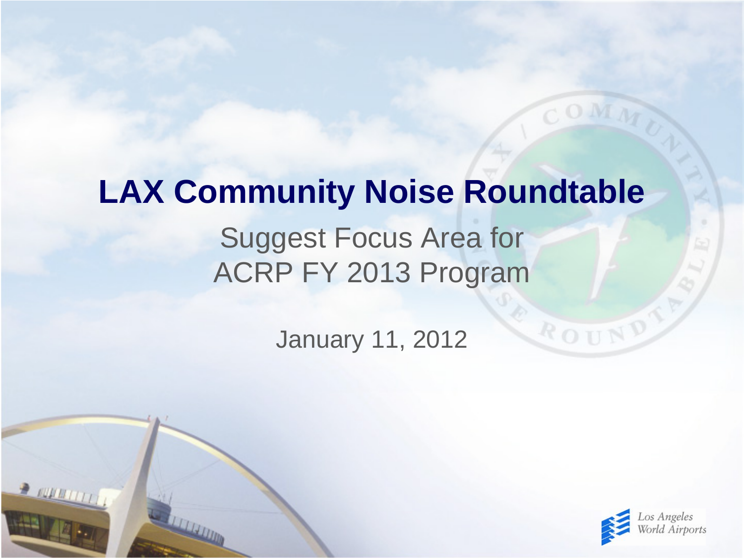# LAX Community Noise Roundtable

## Suggest Focus Area for ACRP FY 2013 Program

January 11, 2012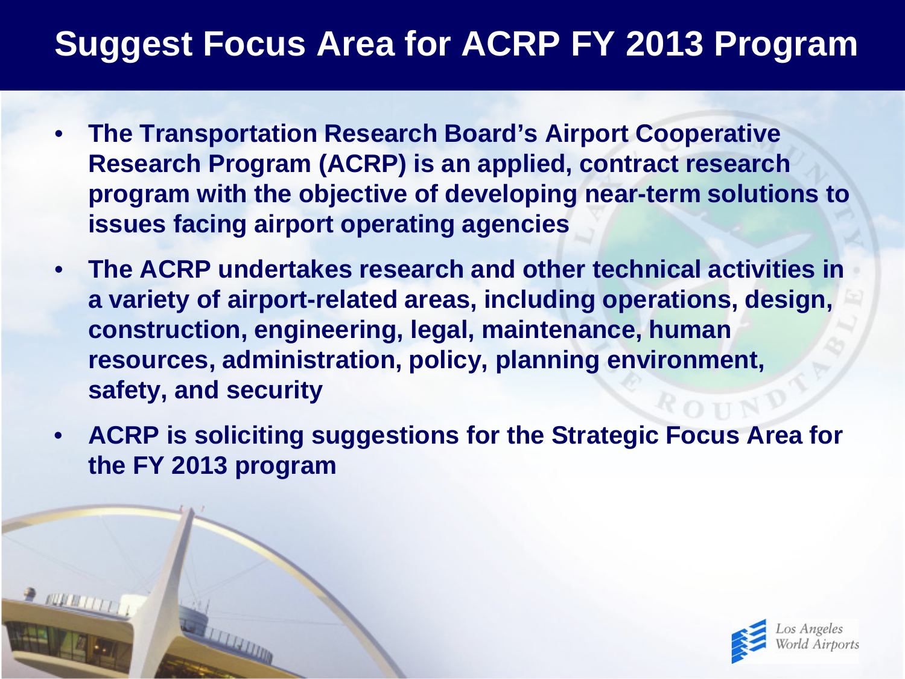# Suggest Focus Area for ACRP FY 2013 Program

- **The Transportation Research Board's Airport Cooperative Research Program (ACRP) is an applied, contract research program with the objective of developing near-term solutions to issues facing airport operating agencies**
- **The ACRP undertakes research and other technical activities in a variety of airport-related areas, including operations, design, construction, engineering, legal, maintenance, human resources, administration, policy, planning environment, safety, and security**
- **ACRP is soliciting suggestions for the Strategic Focus Area for the FY 2013 program**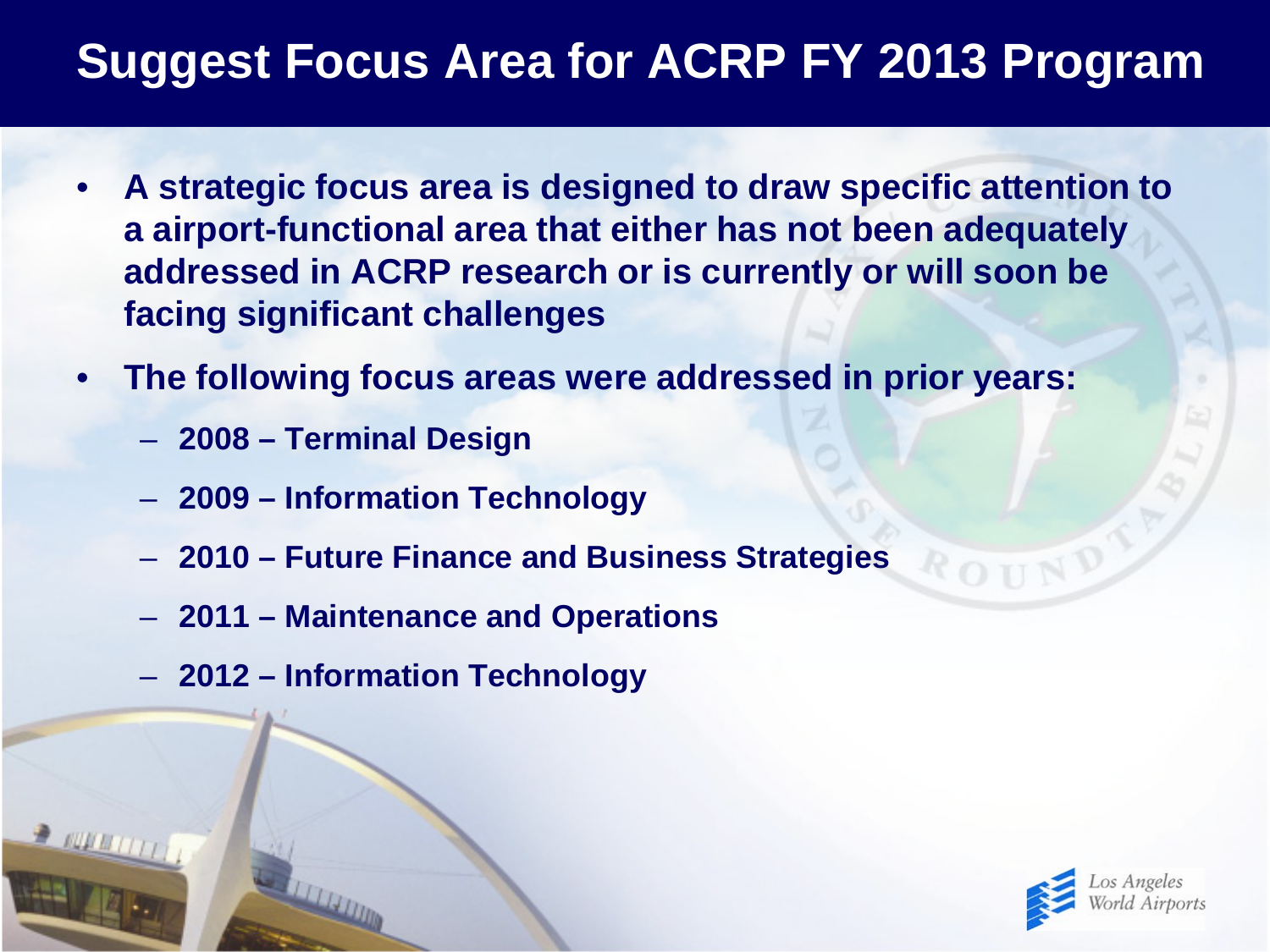# Suggest Focus Area for ACRP FY 2013 Program

- **A strategic focus area is designed to draw specific attention to a airport-functional area that either has not been adequately addressed in ACRP research or is currently or will soon be facing significant challenges**
- **The following focus areas were addressed in prior years:**
  - **2008 – Terminal Design**
  - **2009 – Information Technology**
  - **2010 – Future Finance and Business Strategies**
  - **2011 – Maintenance and Operations**
  - **2012 – Information Technology**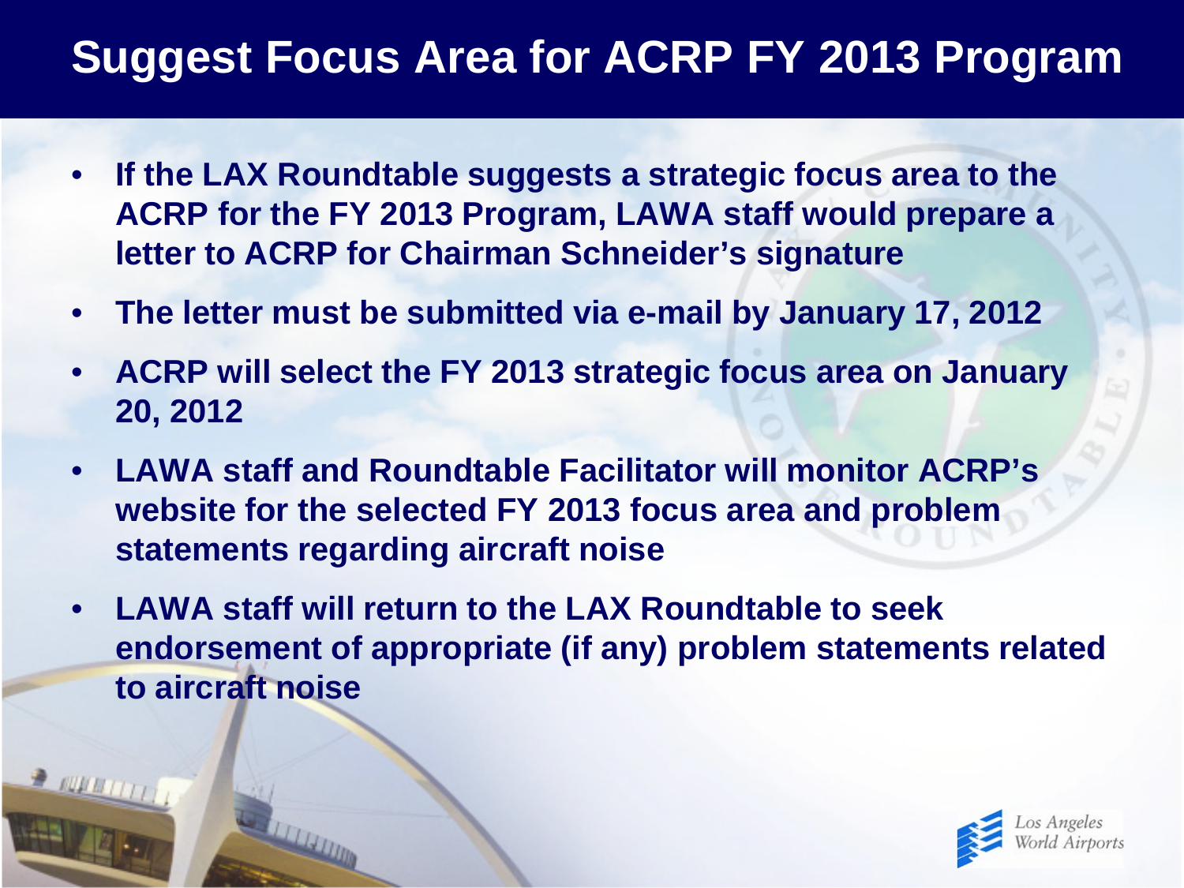# Suggest Focus Area for ACRP FY 2013 Program

- **If the LAX Roundtable suggests a strategic focus area to the ACRP for the FY 2013 Program, LAWA staff would prepare a letter to ACRP for Chairman Schneider's signature**
- **The letter must be submitted via e-mail by January 17, 2012**
- **ACRP will select the FY 2013 strategic focus area on January 20, 2012**
- **LAWA staff and Roundtable Facilitator will monitor ACRP's website for the selected FY 2013 focus area and problem statements regarding aircraft noise**
- **LAWA staff will return to the LAX Roundtable to seek endorsement of appropriate (if any) problem statements related to aircraft noise**

Los Angeles World Airports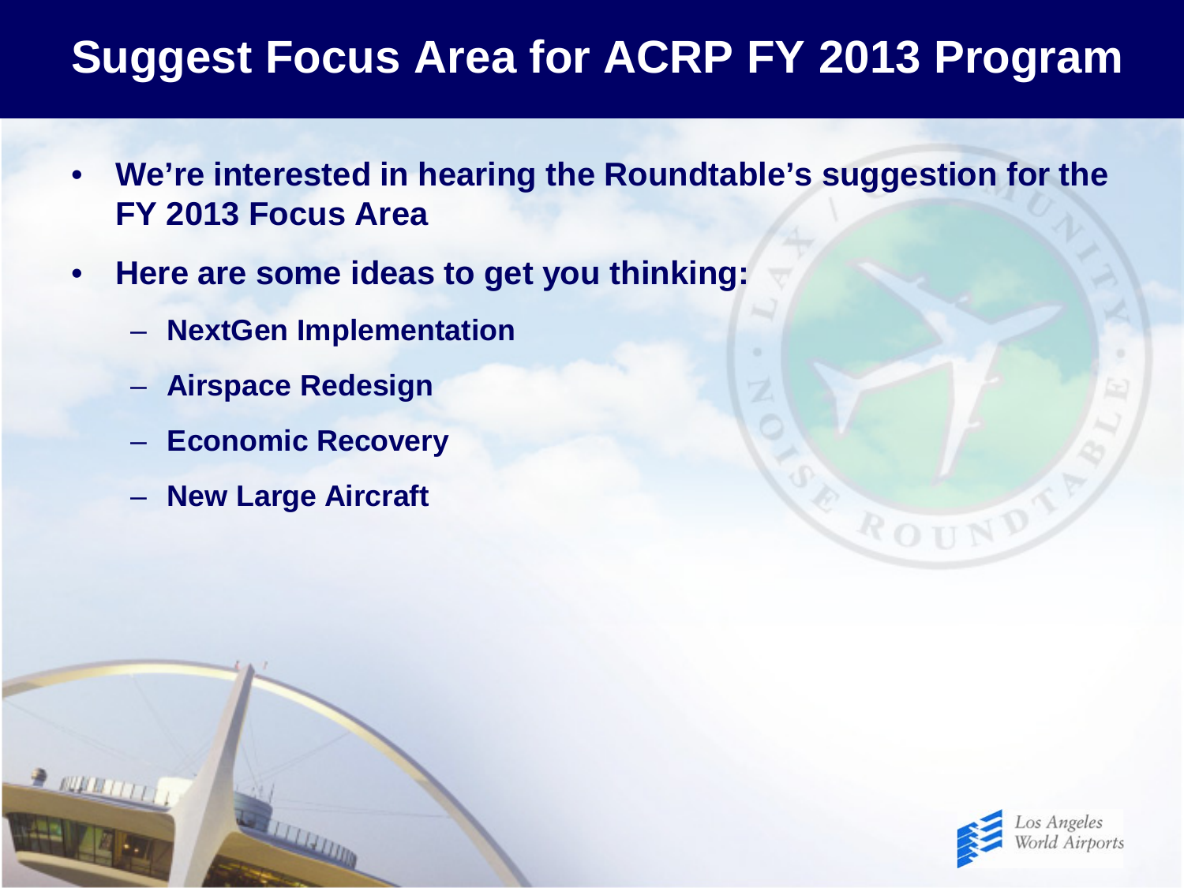# Suggest Focus Area for ACRP FY 2013 Program

- We're interested in hearing the Roundtable's suggestion for the FY 2013 Focus Area
- Here are some ideas to get you thinking:
  - NextGen Implementation
  - Airspace Redesign
  - Economic Recovery
  - New Large Aircraft